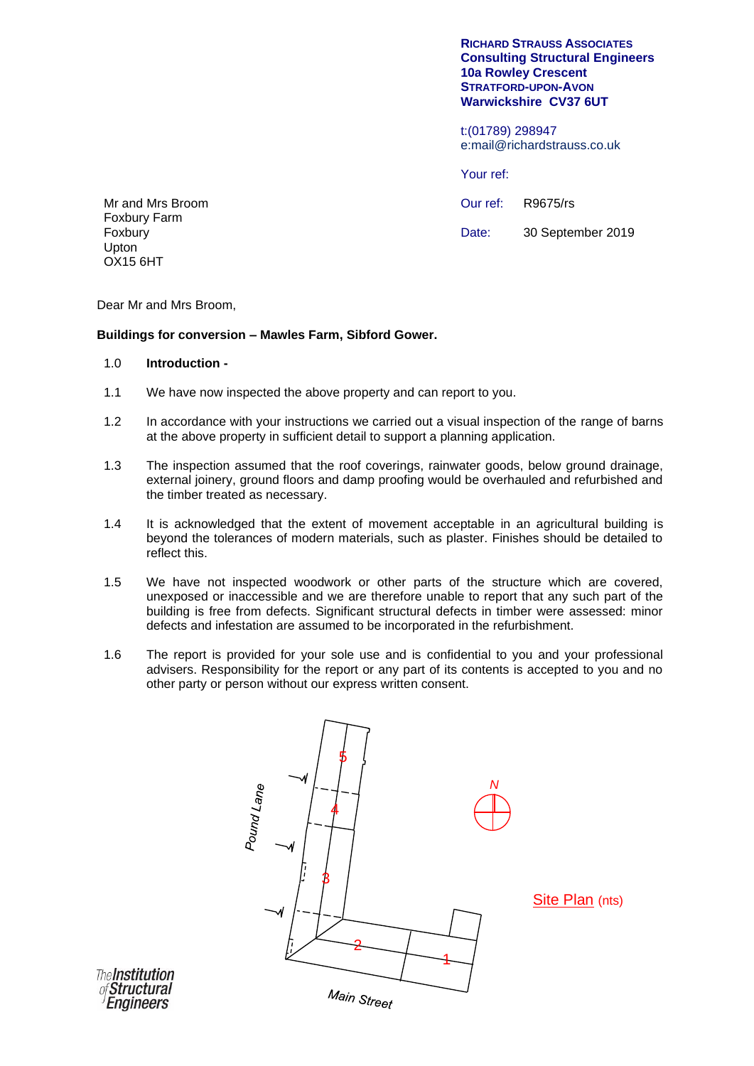**RICHARD STRAUSS ASSOCIATES**
**Consulting Structural Engineers**
**10a Rowley Crescent**
**STRATFORD-UPON-AVON**
**Warwickshire CV37 6UT**

t:(01789) 298947
e:mail@richardstrauss.co.uk

Your ref:

Our ref: R9675/rs

Date: 30 September 2019

Mr and Mrs Broom
Foxbury Farm
Foxbury
Upton
OX15 6HT

Dear Mr and Mrs Broom,

**Buildings for conversion – Mawles Farm, Sibford Gower.**

1.0 **Introduction -**

1.1 We have now inspected the above property and can report to you.

1.2 In accordance with your instructions we carried out a visual inspection of the range of barns at the above property in sufficient detail to support a planning application.

1.3 The inspection assumed that the roof coverings, rainwater goods, below ground drainage, external joinery, ground floors and damp proofing would be overhauled and refurbished and the timber treated as necessary.

1.4 It is acknowledged that the extent of movement acceptable in an agricultural building is beyond the tolerances of modern materials, such as plaster. Finishes should be detailed to reflect this.

1.5 We have not inspected woodwork or other parts of the structure which are covered, unexposed or inaccessible and we are therefore unable to report that any such part of the building is free from defects. Significant structural defects in timber were assessed: minor defects and infestation are assumed to be incorporated in the refurbishment.

1.6 The report is provided for your sole use and is confidential to you and your professional advisers. Responsibility for the report or any part of its contents is accepted to you and no other party or person without our express written consent.

Pound Lane

Main Street

N

5 4 3 2 1

Site Plan (nts)

The Institution of Structural Engineers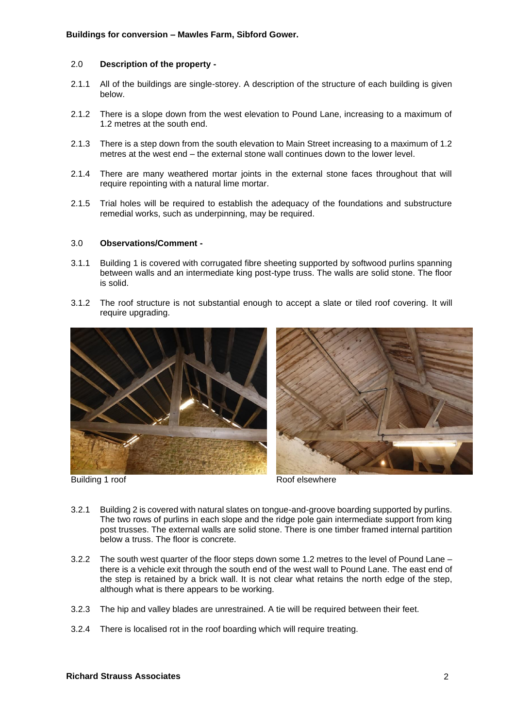## 2.0 Description of the property -

2.1.1 All of the buildings are single-storey. A description of the structure of each building is given below.

2.1.2 There is a slope down from the west elevation to Pound Lane, increasing to a maximum of 1.2 metres at the south end.

2.1.3 There is a step down from the south elevation to Main Street increasing to a maximum of 1.2 metres at the west end – the external stone wall continues down to the lower level.

2.1.4 There are many weathered mortar joints in the external stone faces throughout that will require repointing with a natural lime mortar.

2.1.5 Trial holes will be required to establish the adequacy of the foundations and substructure remedial works, such as underpinning, may be required.

## 3.0 Observations/Comment -

3.1.1 Building 1 is covered with corrugated fibre sheeting supported by softwood purlins spanning between walls and an intermediate king post-type truss. The walls are solid stone. The floor is solid.

3.1.2 The roof structure is not substantial enough to accept a slate or tiled roof covering. It will require upgrading.

Building 1 roof

Roof elsewhere

3.2.1 Building 2 is covered with natural slates on tongue-and-groove boarding supported by purlins. The two rows of purlins in each slope and the ridge pole gain intermediate support from king post trusses. The external walls are solid stone. There is one timber framed internal partition below a truss. The floor is concrete.

3.2.2 The south west quarter of the floor steps down some 1.2 metres to the level of Pound Lane – there is a vehicle exit through the south end of the west wall to Pound Lane. The east end of the step is retained by a brick wall. It is not clear what retains the north edge of the step, although what is there appears to be working.

3.2.3 The hip and valley blades are unrestrained. A tie will be required between their feet.

3.2.4 There is localised rot in the roof boarding which will require treating.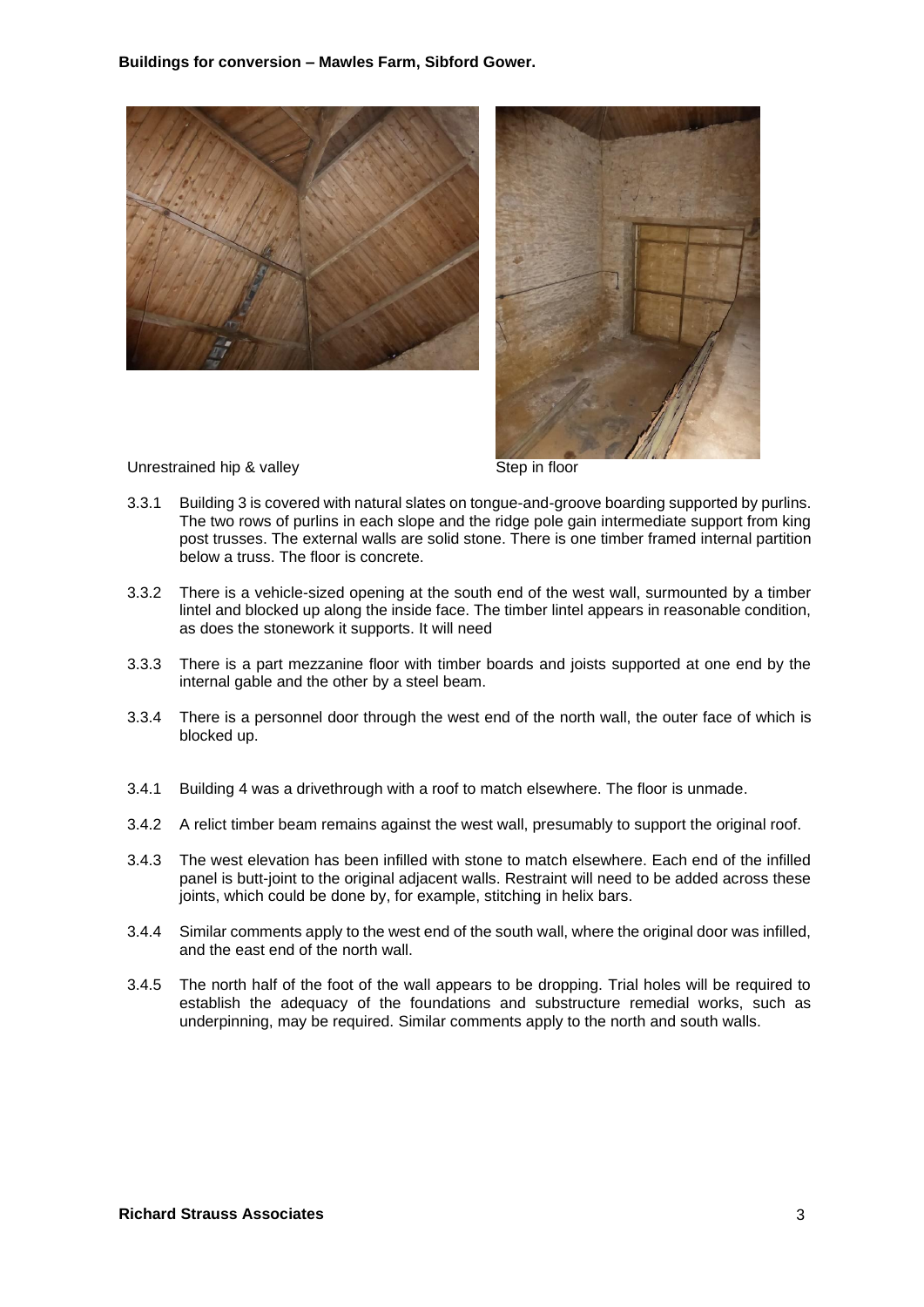Unrestrained hip & valley

Step in floor

3.3.1 Building 3 is covered with natural slates on tongue-and-groove boarding supported by purlins. The two rows of purlins in each slope and the ridge pole gain intermediate support from king post trusses. The external walls are solid stone. There is one timber framed internal partition below a truss. The floor is concrete.

3.3.2 There is a vehicle-sized opening at the south end of the west wall, surmounted by a timber lintel and blocked up along the inside face. The timber lintel appears in reasonable condition, as does the stonework it supports. It will need

3.3.3 There is a part mezzanine floor with timber boards and joists supported at one end by the internal gable and the other by a steel beam.

3.3.4 There is a personnel door through the west end of the north wall, the outer face of which is blocked up.

3.4.1 Building 4 was a drivethrough with a roof to match elsewhere. The floor is unmade.

3.4.2 A relict timber beam remains against the west wall, presumably to support the original roof.

3.4.3 The west elevation has been infilled with stone to match elsewhere. Each end of the infilled panel is butt-joint to the original adjacent walls. Restraint will need to be added across these joints, which could be done by, for example, stitching in helix bars.

3.4.4 Similar comments apply to the west end of the south wall, where the original door was infilled, and the east end of the north wall.

3.4.5 The north half of the foot of the wall appears to be dropping. Trial holes will be required to establish the adequacy of the foundations and substructure remedial works, such as underpinning, may be required. Similar comments apply to the north and south walls.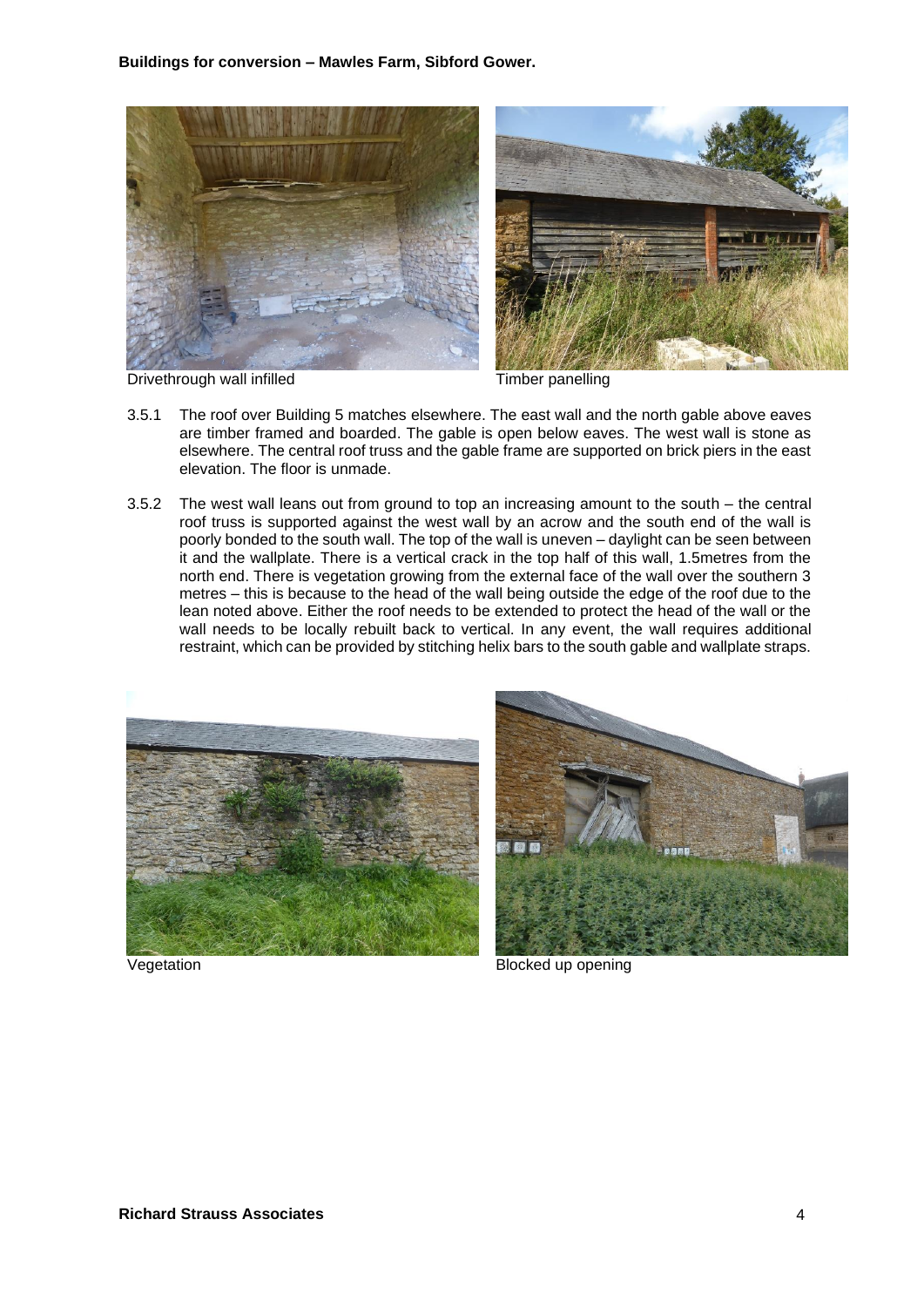Drivethrough wall infilled

Timber panelling

3.5.1 The roof over Building 5 matches elsewhere. The east wall and the north gable above eaves are timber framed and boarded. The gable is open below eaves. The west wall is stone as elsewhere. The central roof truss and the gable frame are supported on brick piers in the east elevation. The floor is unmade.

3.5.2 The west wall leans out from ground to top an increasing amount to the south – the central roof truss is supported against the west wall by an acrow and the south end of the wall is poorly bonded to the south wall. The top of the wall is uneven – daylight can be seen between it and the wallplate. There is a vertical crack in the top half of this wall, 1.5metres from the north end. There is vegetation growing from the external face of the wall over the southern 3 metres – this is because to the head of the wall being outside the edge of the roof due to the lean noted above. Either the roof needs to be extended to protect the head of the wall or the wall needs to be locally rebuilt back to vertical. In any event, the wall requires additional restraint, which can be provided by stitching helix bars to the south gable and wallplate straps.

Vegetation

Blocked up opening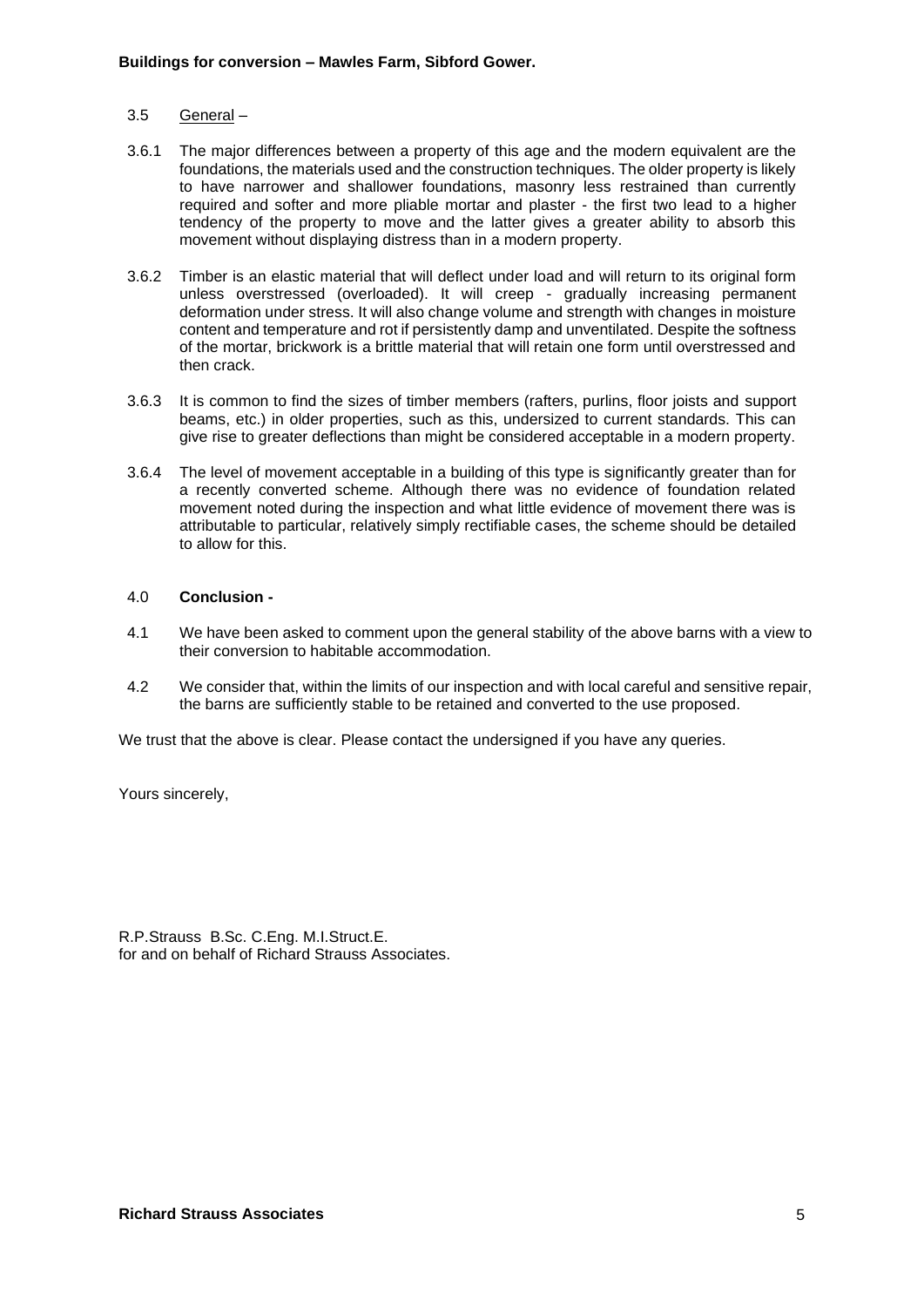3.5 General –

3.6.1 The major differences between a property of this age and the modern equivalent are the foundations, the materials used and the construction techniques. The older property is likely to have narrower and shallower foundations, masonry less restrained than currently required and softer and more pliable mortar and plaster - the first two lead to a higher tendency of the property to move and the latter gives a greater ability to absorb this movement without displaying distress than in a modern property.

3.6.2 Timber is an elastic material that will deflect under load and will return to its original form unless overstressed (overloaded). It will creep - gradually increasing permanent deformation under stress. It will also change volume and strength with changes in moisture content and temperature and rot if persistently damp and unventilated. Despite the softness of the mortar, brickwork is a brittle material that will retain one form until overstressed and then crack.

3.6.3 It is common to find the sizes of timber members (rafters, purlins, floor joists and support beams, etc.) in older properties, such as this, undersized to current standards. This can give rise to greater deflections than might be considered acceptable in a modern property.

3.6.4 The level of movement acceptable in a building of this type is significantly greater than for a recently converted scheme. Although there was no evidence of foundation related movement noted during the inspection and what little evidence of movement there was is attributable to particular, relatively simply rectifiable cases, the scheme should be detailed to allow for this.

## 4.0 Conclusion -

4.1 We have been asked to comment upon the general stability of the above barns with a view to their conversion to habitable accommodation.

4.2 We consider that, within the limits of our inspection and with local careful and sensitive repair, the barns are sufficiently stable to be retained and converted to the use proposed.

We trust that the above is clear. Please contact the undersigned if you have any queries.

Yours sincerely,

R.P.Strauss B.Sc. C.Eng. M.I.Struct.E.
for and on behalf of Richard Strauss Associates.